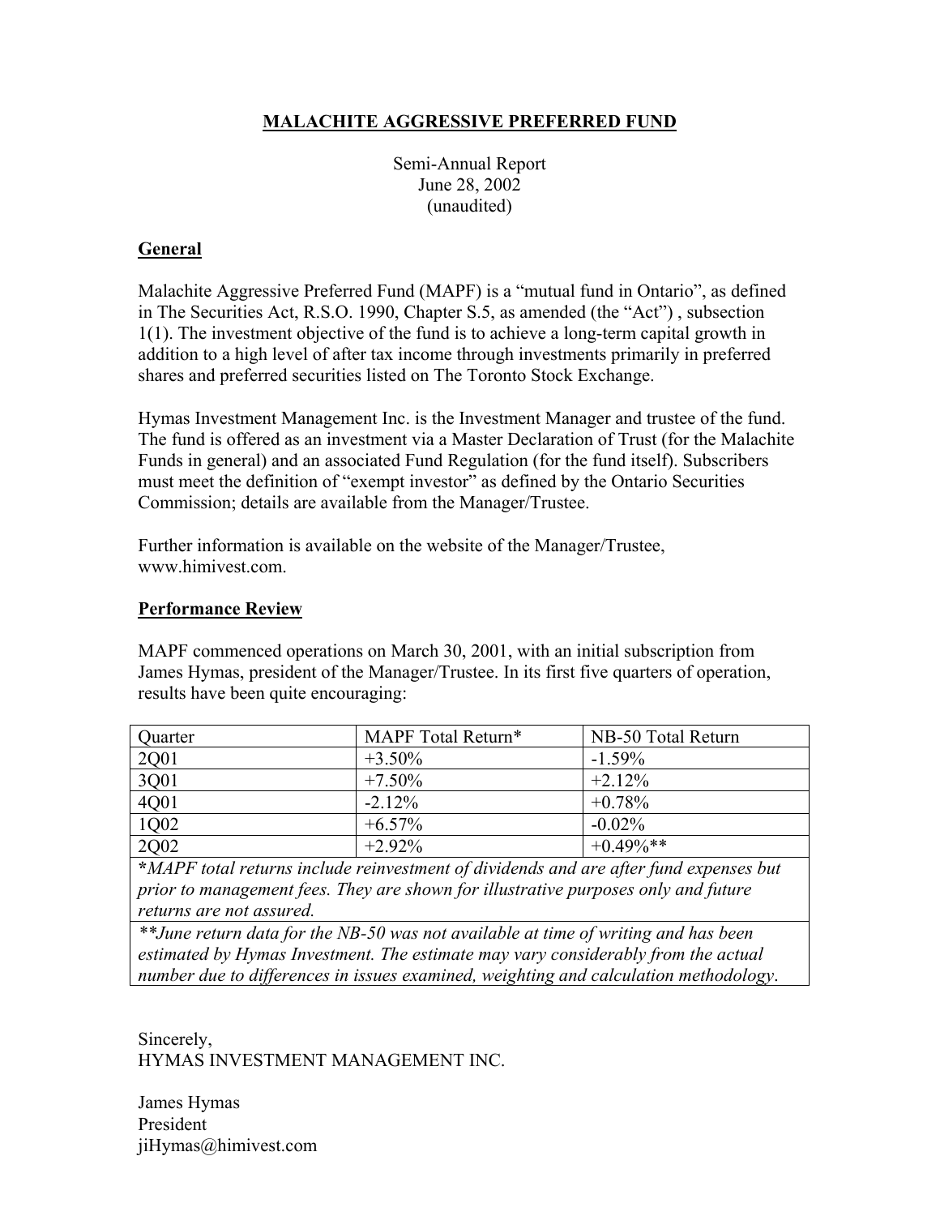# MALACHITE AGGRESSIVE PREFERRED FUND

Semi-Annual Report
June 28, 2002
(unaudited)

## General

Malachite Aggressive Preferred Fund (MAPF) is a "mutual fund in Ontario", as defined in The Securities Act, R.S.O. 1990, Chapter S.5, as amended (the "Act") , subsection 1(1). The investment objective of the fund is to achieve a long-term capital growth in addition to a high level of after tax income through investments primarily in preferred shares and preferred securities listed on The Toronto Stock Exchange.

Hymas Investment Management Inc. is the Investment Manager and trustee of the fund. The fund is offered as an investment via a Master Declaration of Trust (for the Malachite Funds in general) and an associated Fund Regulation (for the fund itself). Subscribers must meet the definition of "exempt investor" as defined by the Ontario Securities Commission; details are available from the Manager/Trustee.

Further information is available on the website of the Manager/Trustee, www.himivest.com.

## Performance Review

MAPF commenced operations on March 30, 2001, with an initial subscription from James Hymas, president of the Manager/Trustee. In its first five quarters of operation, results have been quite encouraging:

| Quarter | MAPF Total Return* | NB-50 Total Return |
|---|---|---|
| 2Q01 | +3.50% | -1.59% |
| 3Q01 | +7.50% | +2.12% |
| 4Q01 | -2.12% | +0.78% |
| 1Q02 | +6.57% | -0.02% |
| 2Q02 | +2.92% | +0.49%** |

***MAPF total returns include reinvestment of dividends and are after fund expenses but prior to management fees. They are shown for illustrative purposes only and future returns are not assured.***

*\*\*June return data for the NB-50 was not available at time of writing and has been estimated by Hymas Investment. The estimate may vary considerably from the actual number due to differences in issues examined, weighting and calculation methodology.*

Sincerely,
HYMAS INVESTMENT MANAGEMENT INC.

James Hymas
President
jiHymas@himivest.com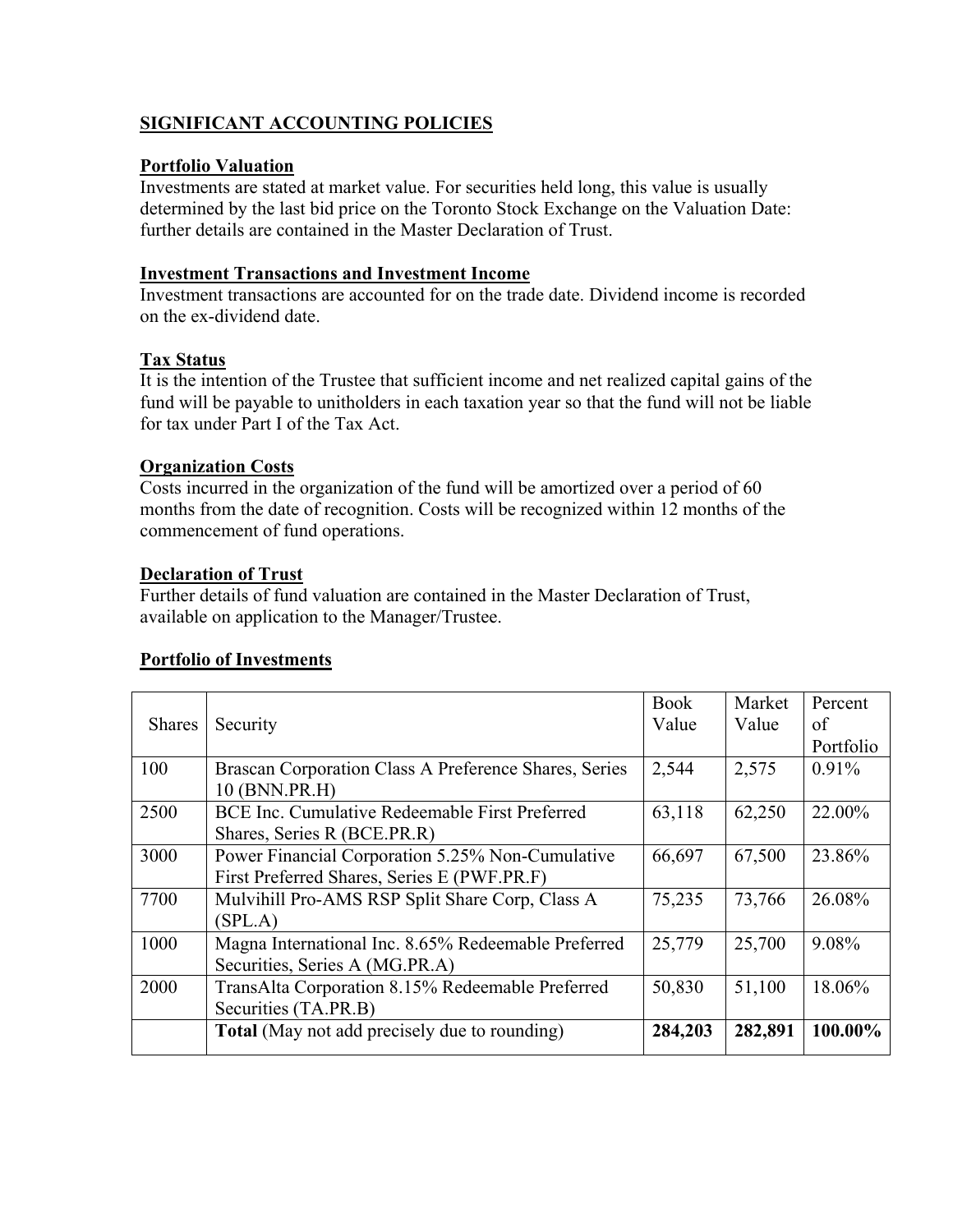## SIGNIFICANT ACCOUNTING POLICIES

### Portfolio Valuation

Investments are stated at market value. For securities held long, this value is usually determined by the last bid price on the Toronto Stock Exchange on the Valuation Date: further details are contained in the Master Declaration of Trust.

### Investment Transactions and Investment Income

Investment transactions are accounted for on the trade date. Dividend income is recorded on the ex-dividend date.

### Tax Status

It is the intention of the Trustee that sufficient income and net realized capital gains of the fund will be payable to unitholders in each taxation year so that the fund will not be liable for tax under Part I of the Tax Act.

### Organization Costs

Costs incurred in the organization of the fund will be amortized over a period of 60 months from the date of recognition. Costs will be recognized within 12 months of the commencement of fund operations.

### Declaration of Trust

Further details of fund valuation are contained in the Master Declaration of Trust, available on application to the Manager/Trustee.

### Portfolio of Investments

| Shares | Security | Book Value | Market Value | Percent of Portfolio |
|---|---|---|---|---|
| 100 | Brascan Corporation Class A Preference Shares, Series 10 (BNN.PR.H) | 2,544 | 2,575 | 0.91% |
| 2500 | BCE Inc. Cumulative Redeemable First Preferred Shares, Series R (BCE.PR.R) | 63,118 | 62,250 | 22.00% |
| 3000 | Power Financial Corporation 5.25% Non-Cumulative First Preferred Shares, Series E (PWF.PR.F) | 66,697 | 67,500 | 23.86% |
| 7700 | Mulvihill Pro-AMS RSP Split Share Corp, Class A (SPL.A) | 75,235 | 73,766 | 26.08% |
| 1000 | Magna International Inc. 8.65% Redeemable Preferred Securities, Series A (MG.PR.A) | 25,779 | 25,700 | 9.08% |
| 2000 | TransAlta Corporation 8.15% Redeemable Preferred Securities (TA.PR.B) | 50,830 | 51,100 | 18.06% |
| | **Total** (May not add precisely due to rounding) | **284,203** | **282,891** | **100.00%** |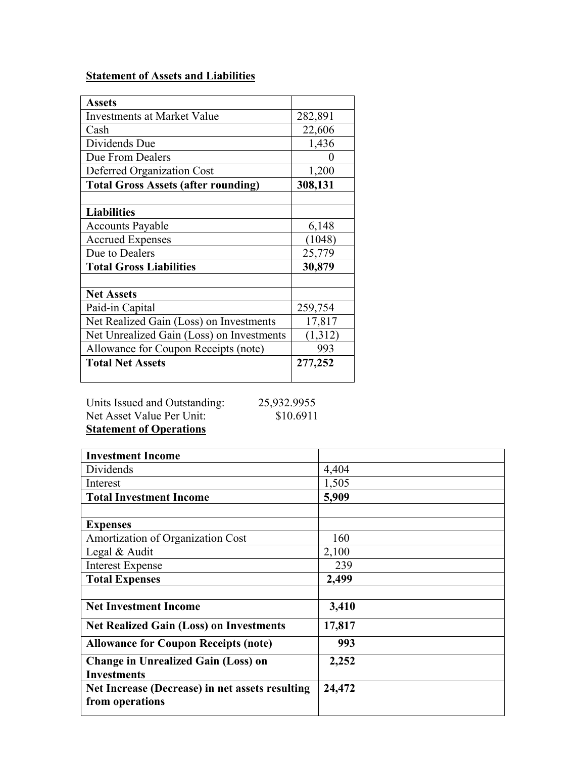**Statement of Assets and Liabilities**

| **Assets** | |
|---|---|
| Investments at Market Value | 282,891 |
| Cash | 22,606 |
| Dividends Due | 1,436 |
| Due From Dealers | 0 |
| Deferred Organization Cost | 1,200 |
| **Total Gross Assets (after rounding)** | **308,131** |
| | |
| **Liabilities** | |
| Accounts Payable | 6,148 |
| Accrued Expenses | (1048) |
| Due to Dealers | 25,779 |
| **Total Gross Liabilities** | **30,879** |
| | |
| **Net Assets** | |
| Paid-in Capital | 259,754 |
| Net Realized Gain (Loss) on Investments | 17,817 |
| Net Unrealized Gain (Loss) on Investments | (1,312) |
| Allowance for Coupon Receipts (note) | 993 |
| **Total Net Assets** | **277,252** |

Units Issued and Outstanding: 25,932.9955
Net Asset Value Per Unit: $10.6911

**Statement of Operations**

| **Investment Income** | |
|---|---|
| Dividends | 4,404 |
| Interest | 1,505 |
| **Total Investment Income** | **5,909** |
| | |
| **Expenses** | |
| Amortization of Organization Cost | 160 |
| Legal & Audit | 2,100 |
| Interest Expense | 239 |
| **Total Expenses** | **2,499** |
| | |
| **Net Investment Income** | **3,410** |
| **Net Realized Gain (Loss) on Investments** | **17,817** |
| **Allowance for Coupon Receipts (note)** | **993** |
| **Change in Unrealized Gain (Loss) on Investments** | **2,252** |
| **Net Increase (Decrease) in net assets resulting from operations** | **24,472** |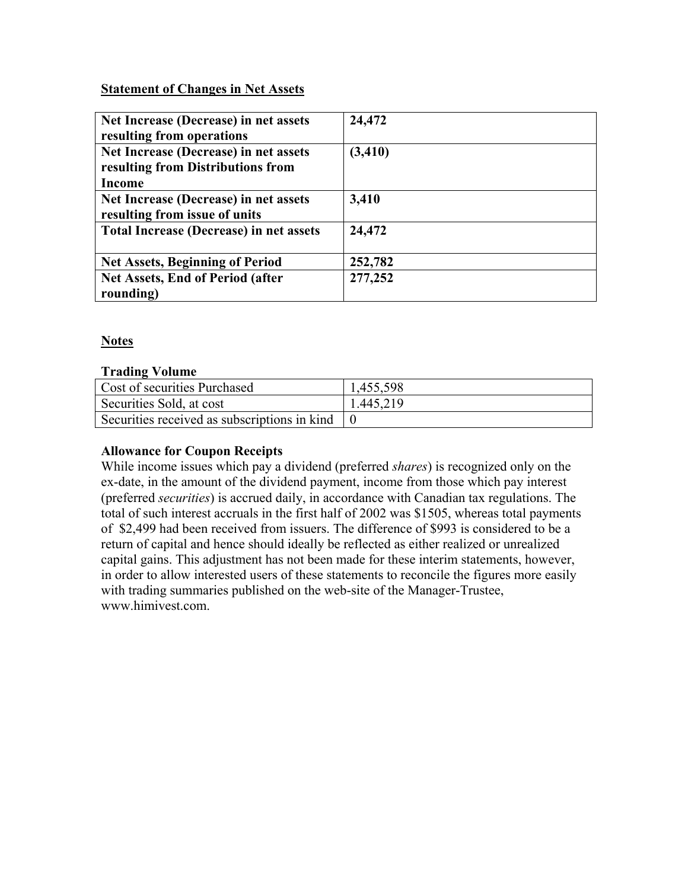## Statement of Changes in Net Assets

| | |
|---|---|
| **Net Increase (Decrease) in net assets resulting from operations** | **24,472** |
| **Net Increase (Decrease) in net assets resulting from Distributions from Income** | **(3,410)** |
| **Net Increase (Decrease) in net assets resulting from issue of units** | **3,410** |
| **Total Increase (Decrease) in net assets** | **24,472** |
| **Net Assets, Beginning of Period** | **252,782** |
| **Net Assets, End of Period (after rounding)** | **277,252** |

## Notes

### Trading Volume

| | |
|---|---|
| Cost of securities Purchased | 1,455,598 |
| Securities Sold, at cost | 1.445,219 |
| Securities received as subscriptions in kind | 0 |

### Allowance for Coupon Receipts

While income issues which pay a dividend (preferred *shares*) is recognized only on the ex-date, in the amount of the dividend payment, income from those which pay interest (preferred *securities*) is accrued daily, in accordance with Canadian tax regulations. The total of such interest accruals in the first half of 2002 was $1505, whereas total payments of $2,499 had been received from issuers. The difference of $993 is considered to be a return of capital and hence should ideally be reflected as either realized or unrealized capital gains. This adjustment has not been made for these interim statements, however, in order to allow interested users of these statements to reconcile the figures more easily with trading summaries published on the web-site of the Manager-Trustee, www.himivest.com.